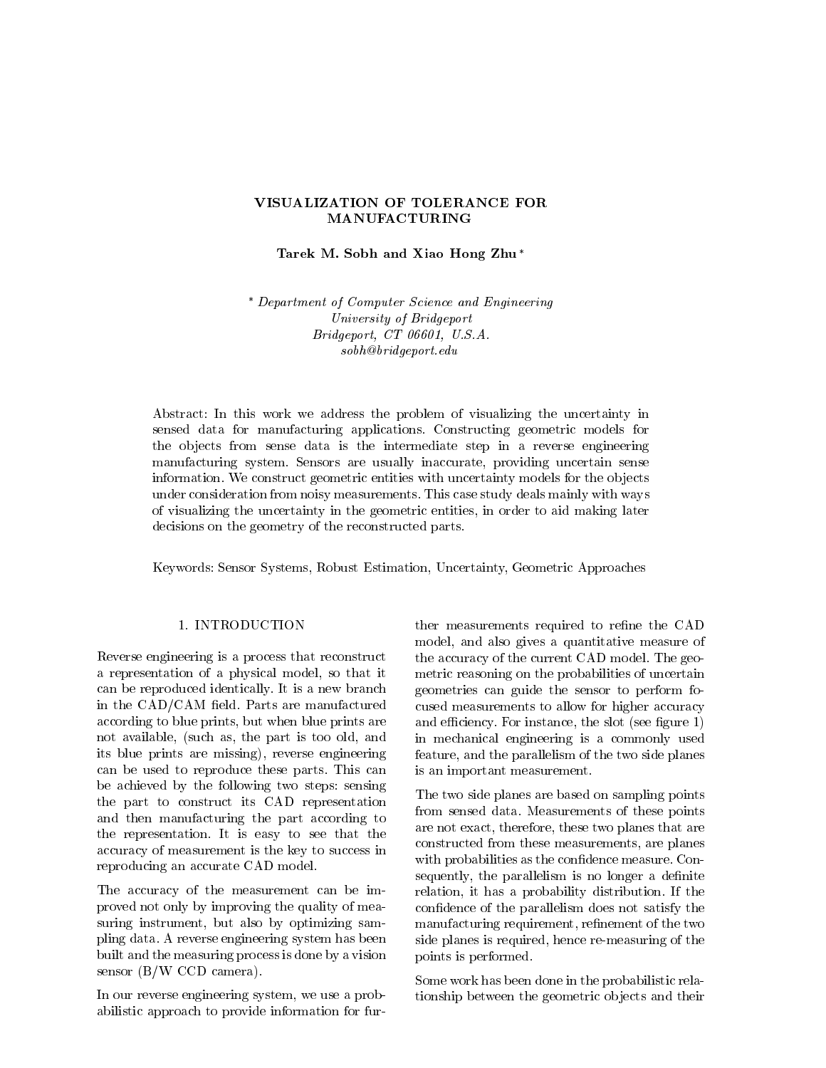# VISUALIZATION OF TOLERANCE FOR MANUFACTURING

**Tarek M. Sobh and Xiao Hong Zhu** *

* *Department of Computer Science and Engineering*
*University of Bridgeport*
*Bridgeport, CT 06601, U.S.A.*
*sobh@bridgeport.edu*

Abstract: In this work we address the problem of visualizing the uncertainty in sensed data for manufacturing applications. Constructing geometric models for the objects from sense data is the intermediate step in a reverse engineering manufacturing system. Sensors are usually inaccurate, providing uncertain sense information. We construct geometric entities with uncertainty models for the objects under consideration from noisy measurements. This case study deals mainly with ways of visualizing the uncertainty in the geometric entities, in order to aid making later decisions on the geometry of the reconstructed parts.

Keywords: Sensor Systems, Robust Estimation, Uncertainty, Geometric Approaches

## 1. INTRODUCTION

Reverse engineering is a process that reconstruct a representation of a physical model, so that it can be reproduced identically. It is a new branch in the CAD/CAM field. Parts are manufactured according to blue prints, but when blue prints are not available, (such as, the part is too old, and its blue prints are missing), reverse engineering can be used to reproduce these parts. This can be achieved by the following two steps: sensing the part to construct its CAD representation and then manufacturing the part according to the representation. It is easy to see that the accuracy of measurement is the key to success in reproducing an accurate CAD model.

The accuracy of the measurement can be improved not only by improving the quality of measuring instrument, but also by optimizing sampling data. A reverse engineering system has been built and the measuring process is done by a vision sensor (B/W CCD camera).

In our reverse engineering system, we use a probabilistic approach to provide information for further measurements required to refine the CAD model, and also gives a quantitative measure of the accuracy of the current CAD model. The geometric reasoning on the probabilities of uncertain geometries can guide the sensor to perform focused measurements to allow for higher accuracy and efficiency. For instance, the slot (see figure 1) in mechanical engineering is a commonly used feature, and the parallelism of the two side planes is an important measurement.

The two side planes are based on sampling points from sensed data. Measurements of these points are not exact, therefore, these two planes that are constructed from these measurements, are planes with probabilities as the confidence measure. Consequently, the parallelism is no longer a definite relation, it has a probability distribution. If the confidence of the parallelism does not satisfy the manufacturing requirement, refinement of the two side planes is required, hence re-measuring of the points is performed.

Some work has been done in the probabilistic relationship between the geometric objects and their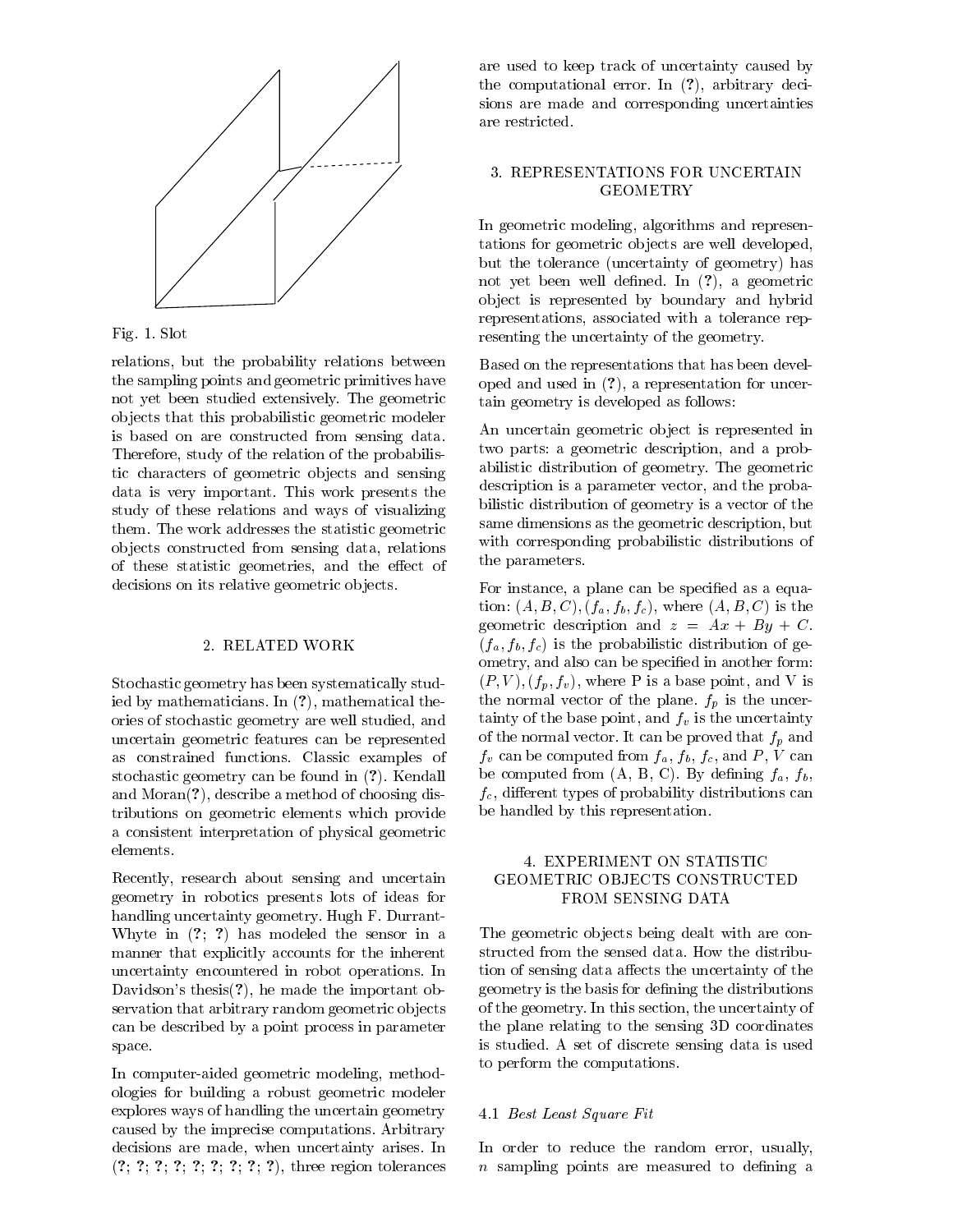Fig. 1. Slot

relations, but the probability relations between the sampling points and geometric primitives have not yet been studied extensively. The geometric objects that this probabilistic geometric modeler is based on are constructed from sensing data. Therefore, study of the relation of the probabilistic characters of geometric objects and sensing data is very important. This work presents the study of these relations and ways of visualizing them. The work addresses the statistic geometric objects constructed from sensing data, relations of these statistic geometries, and the effect of decisions on its relative geometric objects.

## 2. RELATED WORK

Stochastic geometry has been systematically studied by mathematicians. In (**?**), mathematical theories of stochastic geometry are well studied, and uncertain geometric features can be represented as constrained functions. Classic examples of stochastic geometry can be found in (**?**). Kendall and Moran(**?**), describe a method of choosing distributions on geometric elements which provide a consistent interpretation of physical geometric elements.

Recently, research about sensing and uncertain geometry in robotics presents lots of ideas for handling uncertainty geometry. Hugh F. Durrant-Whyte in (**?**; **?**) has modeled the sensor in a manner that explicitly accounts for the inherent uncertainty encountered in robot operations. In Davidson's thesis(**?**), he made the important observation that arbitrary random geometric objects can be described by a point process in parameter space.

In computer-aided geometric modeling, methodologies for building a robust geometric modeler explores ways of handling the uncertain geometry caused by the imprecise computations. Arbitrary decisions are made, when uncertainty arises. In (**?**; **?**; **?**; **?**; **?**; **?**; **?**; **?**; **?**), three region tolerances are used to keep track of uncertainty caused by the computational error. In (**?**), arbitrary decisions are made and corresponding uncertainties are restricted.

## 3. REPRESENTATIONS FOR UNCERTAIN GEOMETRY

In geometric modeling, algorithms and representations for geometric objects are well developed, but the tolerance (uncertainty of geometry) has not yet been well defined. In (**?**), a geometric object is represented by boundary and hybrid representations, associated with a tolerance representing the uncertainty of the geometry.

Based on the representations that has been developed and used in (**?**), a representation for uncertain geometry is developed as follows:

An uncertain geometric object is represented in two parts: a geometric description, and a probabilistic distribution of geometry. The geometric description is a parameter vector, and the probabilistic distribution of geometry is a vector of the same dimensions as the geometric description, but with corresponding probabilistic distributions of the parameters.

For instance, a plane can be specified as a equation: $(A, B, C), (f_a, f_b, f_c)$, where $(A, B, C)$ is the geometric description and $z = Ax + By + C$. $(f_a, f_b, f_c)$ is the probabilistic distribution of geometry, and also can be specified in another form: $(P, V), (f_p, f_v)$, where P is a base point, and V is the normal vector of the plane. $f_p$ is the uncertainty of the base point, and $f_v$ is the uncertainty of the normal vector. It can be proved that $f_p$ and $f_v$ can be computed from $f_a$, $f_b$, $f_c$, and $P$, $V$ can be computed from (A, B, C). By defining $f_a$, $f_b$, $f_c$, different types of probability distributions can be handled by this representation.

## 4. EXPERIMENT ON STATISTIC GEOMETRIC OBJECTS CONSTRUCTED FROM SENSING DATA

The geometric objects being dealt with are constructed from the sensed data. How the distribution of sensing data affects the uncertainty of the geometry is the basis for defining the distributions of the geometry. In this section, the uncertainty of the plane relating to the sensing 3D coordinates is studied. A set of discrete sensing data is used to perform the computations.

### 4.1 *Best Least Square Fit*

In order to reduce the random error, usually, $n$ sampling points are measured to defining a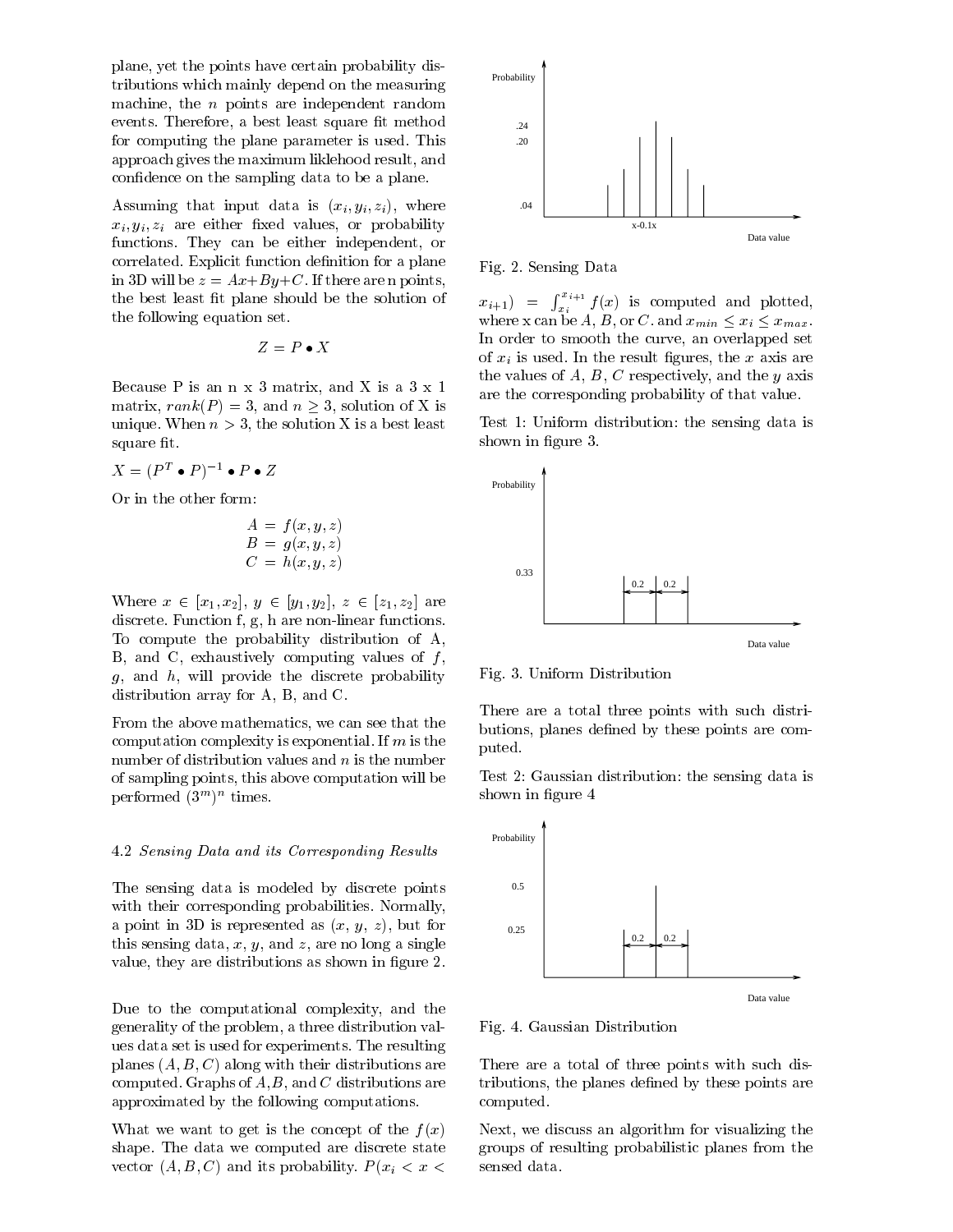plane, yet the points have certain probability distributions which mainly depend on the measuring machine, the $n$ points are independent random events. Therefore, a best least square fit method for computing the plane parameter is used. This approach gives the maximum liklehood result, and confidence on the sampling data to be a plane.

Assuming that input data is $(x_i, y_i, z_i)$, where $x_i, y_i, z_i$ are either fixed values, or probability functions. They can be either independent, or correlated. Explicit function definition for a plane in 3D will be $z = Ax+By+C$. If there are n points, the best least fit plane should be the solution of the following equation set.

$$Z = P \bullet X$$

Because P is an n x 3 matrix, and X is a 3 x 1 matrix, $rank(P) = 3$, and $n \geq 3$, solution of X is unique. When $n > 3$, the solution X is a best least square fit.

$X = (P^T \bullet P)^{-1} \bullet P \bullet Z$

Or in the other form:

$$\begin{aligned} A &= f(x, y, z) \\ B &= g(x, y, z) \\ C &= h(x, y, z) \end{aligned}$$

Where $x \in [x_1, x_2]$, $y \in [y_1, y_2]$, $z \in [z_1, z_2]$ are discrete. Function f, g, h are non-linear functions. To compute the probability distribution of A, B, and C, exhaustively computing values of $f$, $g$, and $h$, will provide the discrete probability distribution array for A, B, and C.

From the above mathematics, we can see that the computation complexity is exponential. If $m$ is the number of distribution values and $n$ is the number of sampling points, this above computation will be performed $(3^m)^n$ times.

### 4.2 *Sensing Data and its Corresponding Results*

The sensing data is modeled by discrete points with their corresponding probabilities. Normally, a point in 3D is represented as ($x$, $y$, $z$), but for this sensing data, $x$, $y$, and $z$, are no long a single value, they are distributions as shown in figure 2.

Due to the computational complexity, and the generality of the problem, a three distribution values data set is used for experiments. The resulting planes $(A, B, C)$ along with their distributions are computed. Graphs of $A$, $B$, and $C$ distributions are approximated by the following computations.

What we want to get is the concept of the $f(x)$ shape. The data we computed are discrete state vector $(A, B, C)$ and its probability. $P(x_i < x < x_{i+1}) = \int_{x_i}^{x_{i+1}} f(x)$ is computed and plotted, where x can be $A$, $B$, or $C$. and $x_{min} \leq x_i \leq x_{max}$. In order to smooth the curve, an overlapped set of $x_i$ is used. In the result figures, the $x$ axis are the values of $A$, $B$, $C$ respectively, and the $y$ axis are the corresponding probability of that value.

Fig. 2. Sensing Data

Test 1: Uniform distribution: the sensing data is shown in figure 3.

Fig. 3. Uniform Distribution

There are a total three points with such distributions, planes defined by these points are computed.

Test 2: Gaussian distribution: the sensing data is shown in figure 4

Fig. 4. Gaussian Distribution

There are a total of three points with such distributions, the planes defined by these points are computed.

Next, we discuss an algorithm for visualizing the groups of resulting probabilistic planes from the sensed data.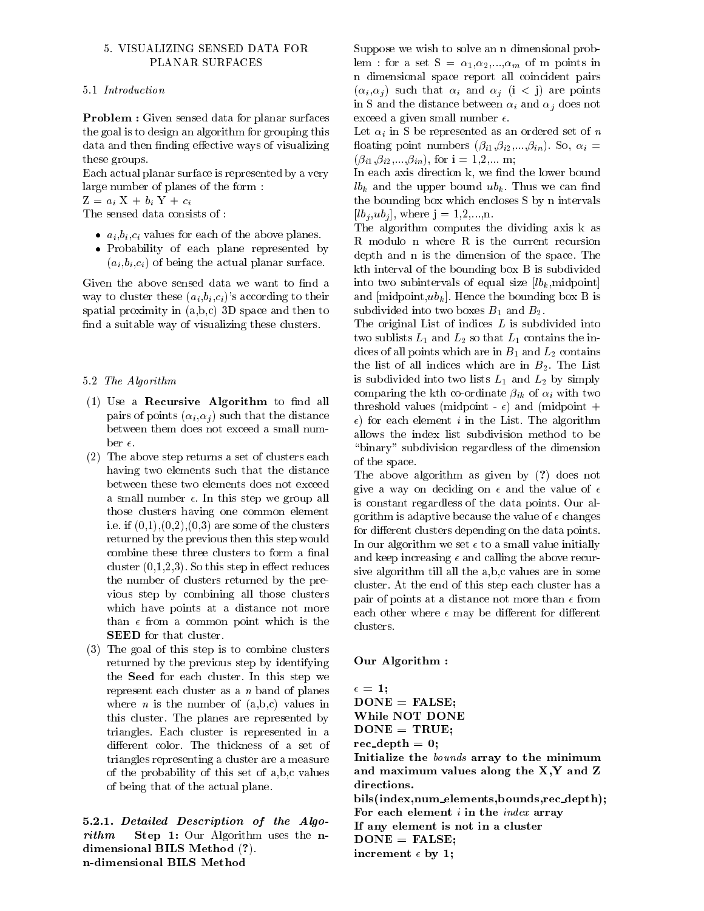## 5. VISUALIZING SENSED DATA FOR PLANAR SURFACES

### 5.1 *Introduction*

**Problem :** Given sensed data for planar surfaces the goal is to design an algorithm for grouping this data and then finding effective ways of visualizing these groups.

Each actual planar surface is represented by a very large number of planes of the form :

$Z = a_i X + b_i Y + c_i$

The sensed data consists of :

- $a_i, b_i, c_i$ values for each of the above planes.
- Probability of each plane represented by $(a_i, b_i, c_i)$ of being the actual planar surface.

Given the above sensed data we want to find a way to cluster these $(a_i, b_i, c_i)$'s according to their spatial proximity in (a,b,c) 3D space and then to find a suitable way of visualizing these clusters.

### 5.2 *The Algorithm*

(1) Use a **Recursive Algorithm** to find all pairs of points $(\alpha_i, \alpha_j)$ such that the distance between them does not exceed a small number $\epsilon$.

(2) The above step returns a set of clusters each having two elements such that the distance between these two elements does not exceed a small number $\epsilon$. In this step we group all those clusters having one common element i.e. if (0,1),(0,2),(0,3) are some of the clusters returned by the previous then this step would combine these three clusters to form a final cluster (0,1,2,3). So this step in effect reduces the number of clusters returned by the previous step by combining all those clusters which have points at a distance not more than $\epsilon$ from a common point which is the **SEED** for that cluster.

(3) The goal of this step is to combine clusters returned by the previous step by identifying the **Seed** for each cluster. In this step we represent each cluster as a $n$ band of planes where $n$ is the number of (a,b,c) values in this cluster. The planes are represented by triangles. Each cluster is represented in a different color. The thickness of a set of triangles representing a cluster are a measure of the probability of this set of a,b,c values of being that of the actual plane.

#### 5.2.1. *Detailed Description of the Algorithm*

**Step 1:** Our Algorithm uses the **n-dimensional BILS Method (?)**.

**n-dimensional BILS Method**

Suppose we wish to solve an n dimensional problem : for a set S = $\alpha_1, \alpha_2, ..., \alpha_m$ of m points in n dimensional space report all coincident pairs $(\alpha_i, \alpha_j)$ such that $\alpha_i$ and $\alpha_j$ (i < j) are points in S and the distance between $\alpha_i$ and $\alpha_j$ does not exceed a given small number $\epsilon$.

Let $\alpha_i$ in S be represented as an ordered set of $n$ floating point numbers $(\beta_{i1}, \beta_{i2}, ..., \beta_{in})$. So, $\alpha_i = (\beta_{i1}, \beta_{i2}, ..., \beta_{in})$, for i = 1,2,... m;

In each axis direction k, we find the lower bound $lb_k$ and the upper bound $ub_k$. Thus we can find the bounding box which encloses S by n intervals $[lb_j, ub_j]$, where j = 1,2,...,n.

The algorithm computes the dividing axis k as R modulo n where R is the current recursion depth and n is the dimension of the space. The kth interval of the bounding box B is subdivided into two subintervals of equal size [$lb_k$,midpoint] and [midpoint,$ub_k$]. Hence the bounding box B is subdivided into two boxes $B_1$ and $B_2$.

The original List of indices $L$ is subdivided into two sublists $L_1$ and $L_2$ so that $L_1$ contains the indices of all points which are in $B_1$ and $L_2$ contains the list of all indices which are in $B_2$. The List is subdivided into two lists $L_1$ and $L_2$ by simply comparing the kth co-ordinate $\beta_{ik}$ of $\alpha_i$ with two threshold values (midpoint - $\epsilon$) and (midpoint + $\epsilon$) for each element $i$ in the List. The algorithm allows the index list subdivision method to be "binary" subdivision regardless of the dimension of the space.

The above algorithm as given by (**?**) does not give a way on deciding on $\epsilon$ and the value of $\epsilon$ is constant regardless of the data points. Our algorithm is adaptive because the value of $\epsilon$ changes for different clusters depending on the data points. In our algorithm we set $\epsilon$ to a small value initially and keep increasing $\epsilon$ and calling the above recursive algorithm till all the a,b,c values are in some cluster. At the end of this step each cluster has a pair of points at a distance not more than $\epsilon$ from each other where $\epsilon$ may be different for different clusters.

**Our Algorithm :**

**$\epsilon$ = 1;**
**DONE = FALSE;**
**While NOT DONE**
**DONE = TRUE;**
**rec_depth = 0;**
**Initialize the *bounds* array to the minimum and maximum values along the X,Y and Z directions.**
**bils(index,num_elements,bounds,rec_depth);**
**For each element *i* in the *index* array**
**If any element is not in a cluster**
**DONE = FALSE;**
**increment $\epsilon$ by 1;**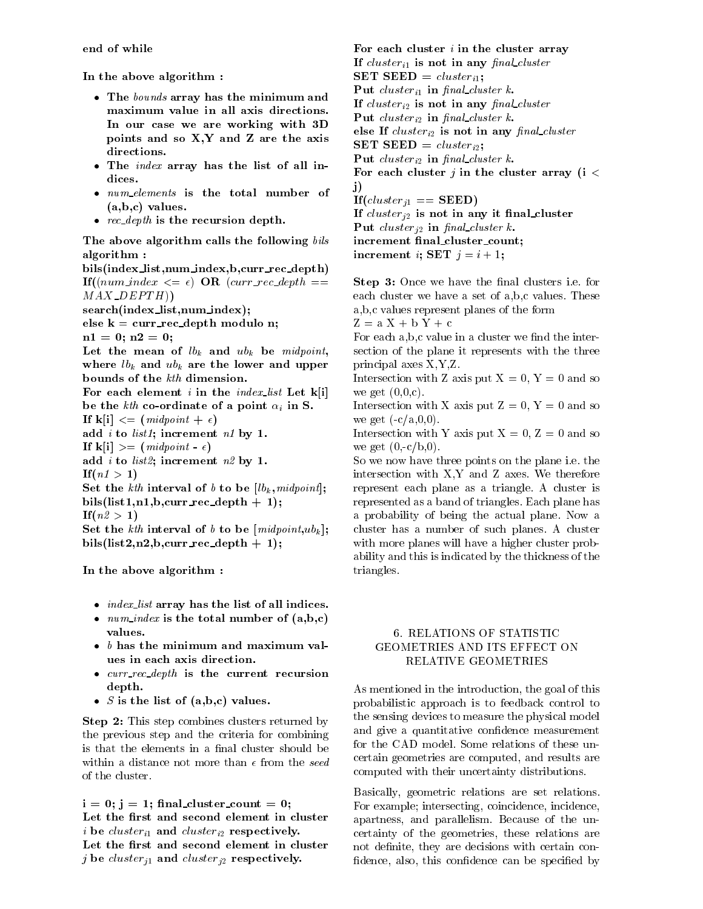**end of while**

**In the above algorithm :**

- **The** *bounds* **array has the minimum and maximum value in all axis directions. In our case we are working with 3D points and so X,Y and Z are the axis directions.**
- **The** *index* **array has the list of all indices.**
- *num_elements* **is the total number of (a,b,c) values.**
- *rec_depth* **is the recursion depth.**

**The above algorithm calls the following** *bils* **algorithm :**

**bils(index_list,num_index,b,curr_rec_depth)**
**If(($num\_index <= \epsilon$) OR ($curr\_rec\_depth == MAX\_DEPTH$))**
**search(index_list,num_index);**
**else k = curr_rec_depth modulo n;**
**n1 = 0; n2 = 0;**
**Let the mean of $lb_k$ and $ub_k$ be** *midpoint***, where $lb_k$ and $ub_k$ are the lower and upper bounds of the $kth$ dimension.**
**For each element $i$ in the** *index_list* **Let k[i] be the $kth$ co-ordinate of a point $\alpha_i$ in S.**
**If k[i] <= ($midpoint + \epsilon$)**
**add $i$ to** *list1***; increment** *n1* **by 1.**
**If k[i] >= ($midpoint - \epsilon$)**
**add $i$ to** *list2***; increment** *n2* **by 1.**
**If($n1 > 1$)**
**Set the $kth$ interval of $b$ to be [$lb_k$,*midpoint*];**
**bils(list1,n1,b,curr_rec_depth + 1);**
**If($n2 > 1$)**
**Set the $kth$ interval of $b$ to be [*midpoint*,$ub_k$];**
**bils(list2,n2,b,curr_rec_depth + 1);**

**In the above algorithm :**

- *index_list* **array has the list of all indices.**
- *num_index* **is the total number of (a,b,c) values.**
- $b$ **has the minimum and maximum values in each axis direction.**
- *curr_rec_depth* **is the current recursion depth.**
- $S$ **is the list of (a,b,c) values.**

**Step 2:** This step combines clusters returned by the previous step and the criteria for combining is that the elements in a final cluster should be within a distance not more than $\epsilon$ from the *seed* of the cluster.

**i = 0; j = 1; final_cluster_count = 0;**
**Let the first and second element in cluster $i$ be $cluster_{i1}$ and $cluster_{i2}$ respectively.**
**Let the first and second element in cluster $j$ be $cluster_{j1}$ and $cluster_{j2}$ respectively.**
**For each cluster $i$ in the cluster array**
**If $cluster_{i1}$ is not in any** *final_cluster*
**SET SEED = $cluster_{i1}$;**
**Put $cluster_{i1}$ in** *final_cluster k***.**
**If $cluster_{i2}$ is not in any** *final_cluster*
**Put $cluster_{i2}$ in** *final_cluster k***.**
**else If $cluster_{i2}$ is not in any** *final_cluster*
**SET SEED = $cluster_{i2}$;**
**Put $cluster_{i2}$ in** *final_cluster k***.**
**For each cluster $j$ in the cluster array ($i < j$)**
**If($cluster_{j1}$ == SEED)**
**If $cluster_{j2}$ is not in any it final_cluster**
**Put $cluster_{j2}$ in** *final_cluster k***.**
**increment final_cluster_count;**
**increment $i$; SET $j = i + 1$;**

**Step 3:** Once we have the final clusters i.e. for each cluster we have a set of a,b,c values. These a,b,c values represent planes of the form

Z = a X + b Y + c

For each a,b,c value in a cluster we find the intersection of the plane it represents with the three principal axes X,Y,Z.

Intersection with Z axis put X = 0, Y = 0 and so we get (0,0,c).

Intersection with X axis put Z = 0, Y = 0 and so we get (-c/a,0,0).

Intersection with Y axis put X = 0, Z = 0 and so we get (0,-c/b,0).

So we now have three points on the plane i.e. the intersection with X,Y and Z axes. We therefore represent each plane as a triangle. A cluster is represented as a band of triangles. Each plane has a probability of being the actual plane. Now a cluster has a number of such planes. A cluster with more planes will have a higher cluster probability and this is indicated by the thickness of the triangles.

## 6. RELATIONS OF STATISTIC GEOMETRIES AND ITS EFFECT ON RELATIVE GEOMETRIES

As mentioned in the introduction, the goal of this probabilistic approach is to feedback control to the sensing devices to measure the physical model and give a quantitative confidence measurement for the CAD model. Some relations of these uncertain geometries are computed, and results are computed with their uncertainty distributions.

Basically, geometric relations are set relations. For example; intersecting, coincidence, incidence, apartness, and parallelism. Because of the uncertainty of the geometries, these relations are not definite, they are decisions with certain confidence, also, this confidence can be specified by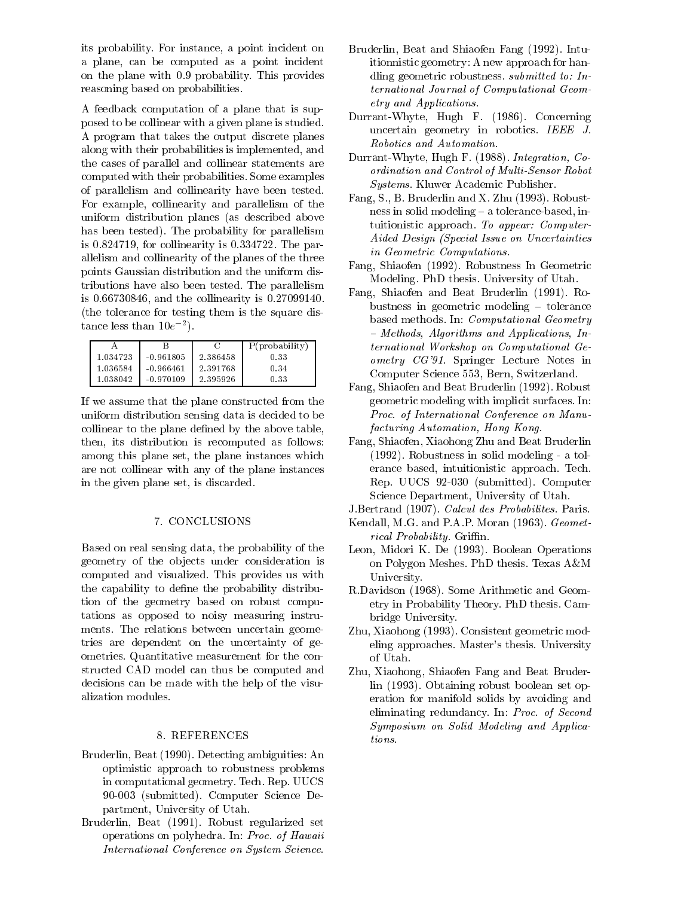its probability. For instance, a point incident on a plane, can be computed as a point incident on the plane with 0.9 probability. This provides reasoning based on probabilities.

A feedback computation of a plane that is supposed to be collinear with a given plane is studied. A program that takes the output discrete planes along with their probabilities is implemented, and the cases of parallel and collinear statements are computed with their probabilities. Some examples of parallelism and collinearity have been tested. For example, collinearity and parallelism of the uniform distribution planes (as described above has been tested). The probability for parallelism is 0.824719, for collinearity is 0.334722. The parallelism and collinearity of the planes of the three points Gaussian distribution and the uniform distributions have also been tested. The parallelism is 0.66730846, and the collinearity is 0.27099140. (the tolerance for testing them is the square distance less than $10e^{-2}$).

| A | B | C | P(probability) |
|---|---|---|---|
| 1.034723 | -0.961805 | 2.386458 | 0.33 |
| 1.036584 | -0.966461 | 2.391768 | 0.34 |
| 1.038042 | -0.970109 | 2.395926 | 0.33 |

If we assume that the plane constructed from the uniform distribution sensing data is decided to be collinear to the plane defined by the above table, then, its distribution is recomputed as follows: among this plane set, the plane instances which are not collinear with any of the plane instances in the given plane set, is discarded.

## 7. CONCLUSIONS

Based on real sensing data, the probability of the geometry of the objects under consideration is computed and visualized. This provides us with the capability to define the probability distribution of the geometry based on robust computations as opposed to noisy measuring instruments. The relations between uncertain geometries are dependent on the uncertainty of geometries. Quantitative measurement for the constructed CAD model can thus be computed and decisions can be made with the help of the visualization modules.

## 8. REFERENCES

Bruderlin, Beat (1990). Detecting ambiguities: An optimistic approach to robustness problems in computational geometry. Tech. Rep. UUCS 90-003 (submitted). Computer Science Department, University of Utah.

Bruderlin, Beat (1991). Robust regularized set operations on polyhedra. In: *Proc. of Hawaii International Conference on System Science*.

Bruderlin, Beat and Shiaofen Fang (1992). Intuitionnistic geometry: A new approach for handling geometric robustness. *submitted to: International Journal of Computational Geometry and Applications*.

Durrant-Whyte, Hugh F. (1986). Concerning uncertain geometry in robotics. *IEEE J. Robotics and Automation*.

Durrant-Whyte, Hugh F. (1988). *Integration, Coordination and Control of Multi-Sensor Robot Systems*. Kluwer Academic Publisher.

Fang, S., B. Bruderlin and X. Zhu (1993). Robustness in solid modeling – a tolerance-based, intuitionistic approach. *To appear: Computer-Aided Design (Special Issue on Uncertainties in Geometric Computations*.

Fang, Shiaofen (1992). Robustness In Geometric Modeling. PhD thesis. University of Utah.

Fang, Shiaofen and Beat Bruderlin (1991). Robustness in geometric modeling – tolerance based methods. In: *Computational Geometry – Methods, Algorithms and Applications, International Workshop on Computational Geometry CG'91*. Springer Lecture Notes in Computer Science 553, Bern, Switzerland.

Fang, Shiaofen and Beat Bruderlin (1992). Robust geometric modeling with implicit surfaces. In: *Proc. of International Conference on Manufacturing Automation, Hong Kong*.

Fang, Shiaofen, Xiaohong Zhu and Beat Bruderlin (1992). Robustness in solid modeling - a tolerance based, intuitionistic approach. Tech. Rep. UUCS 92-030 (submitted). Computer Science Department, University of Utah.

J.Bertrand (1907). *Calcul des Probabilites*. Paris.

Kendall, M.G. and P.A.P. Moran (1963). *Geometrical Probability*. Griffin.

Leon, Midori K. De (1993). Boolean Operations on Polygon Meshes. PhD thesis. Texas A&M University.

R.Davidson (1968). Some Arithmetic and Geometry in Probability Theory. PhD thesis. Cambridge University.

Zhu, Xiaohong (1993). Consistent geometric modeling approaches. Master's thesis. University of Utah.

Zhu, Xiaohong, Shiaofen Fang and Beat Bruderlin (1993). Obtaining robust boolean set operation for manifold solids by avoiding and eliminating redundancy. In: *Proc. of Second Symposium on Solid Modeling and Applications*.